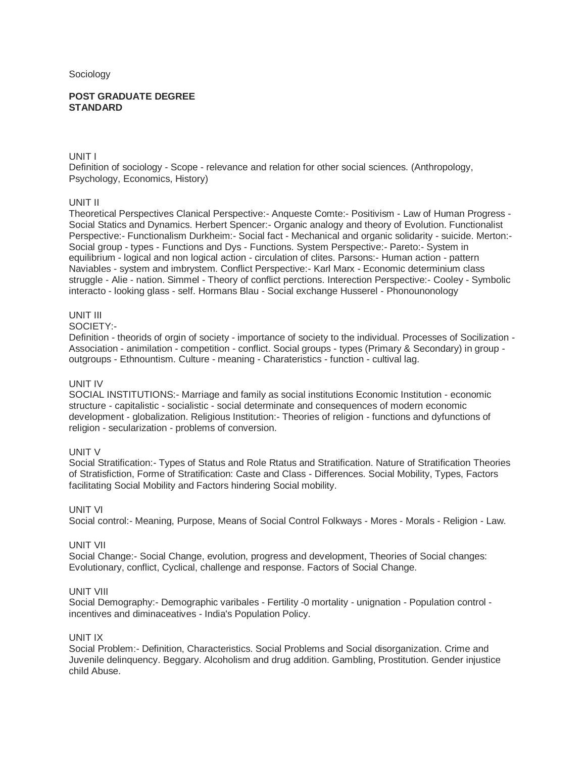Sociology

**POST GRADUATE DEGREE STANDARD**

UNIT I

Definition of sociology - Scope - relevance and relation for other social sciences. (Anthropology, Psychology, Economics, History)

UNIT II

Theoretical Perspectives Clanical Perspective:- Anqueste Comte:- Positivism - Law of Human Progress - Social Statics and Dynamics. Herbert Spencer:- Organic analogy and theory of Evolution. Functionalist Perspective:- Functionalism Durkheim:- Social fact - Mechanical and organic solidarity - suicide. Merton:- Social group - types - Functions and Dys - Functions. System Perspective:- Pareto:- System in equilibrium - logical and non logical action - circulation of clites. Parsons:- Human action - pattern Naviables - system and imbrystem. Conflict Perspective:- Karl Marx - Economic determinium class struggle - Alie - nation. Simmel - Theory of conflict perctions. Interection Perspective:- Cooley - Symbolic interacto - looking glass - self. Hormans Blau - Social exchange Husserel - Phonounonology

UNIT III

SOCIETY:-

Definition - theorids of orgin of society - importance of society to the individual. Processes of Socilization - Association - animilation - competition - conflict. Social groups - types (Primary & Secondary) in group - outgroups - Ethnountism. Culture - meaning - Charateristics - function - cultival lag.

UNIT IV

SOCIAL INSTITUTIONS:- Marriage and family as social institutions Economic Institution - economic structure - capitalistic - socialistic - social determinate and consequences of modern economic development - globalization. Religious Institution:- Theories of religion - functions and dyfunctions of religion - secularization - problems of conversion.

UNIT V

Social Stratification:- Types of Status and Role Rtatus and Stratification. Nature of Stratification Theories of Stratisfiction, Forme of Stratification: Caste and Class - Differences. Social Mobility, Types, Factors facilitating Social Mobility and Factors hindering Social mobility.

UNIT VI

Social control:- Meaning, Purpose, Means of Social Control Folkways - Mores - Morals - Religion - Law.

UNIT VII

Social Change:- Social Change, evolution, progress and development, Theories of Social changes: Evolutionary, conflict, Cyclical, challenge and response. Factors of Social Change.

UNIT VIII

Social Demography:- Demographic varibales - Fertility -0 mortality - unignation - Population control - incentives and diminaceatives - India's Population Policy.

UNIT IX

Social Problem:- Definition, Characteristics. Social Problems and Social disorganization. Crime and Juvenile delinquency. Beggary. Alcoholism and drug addition. Gambling, Prostitution. Gender injustice child Abuse.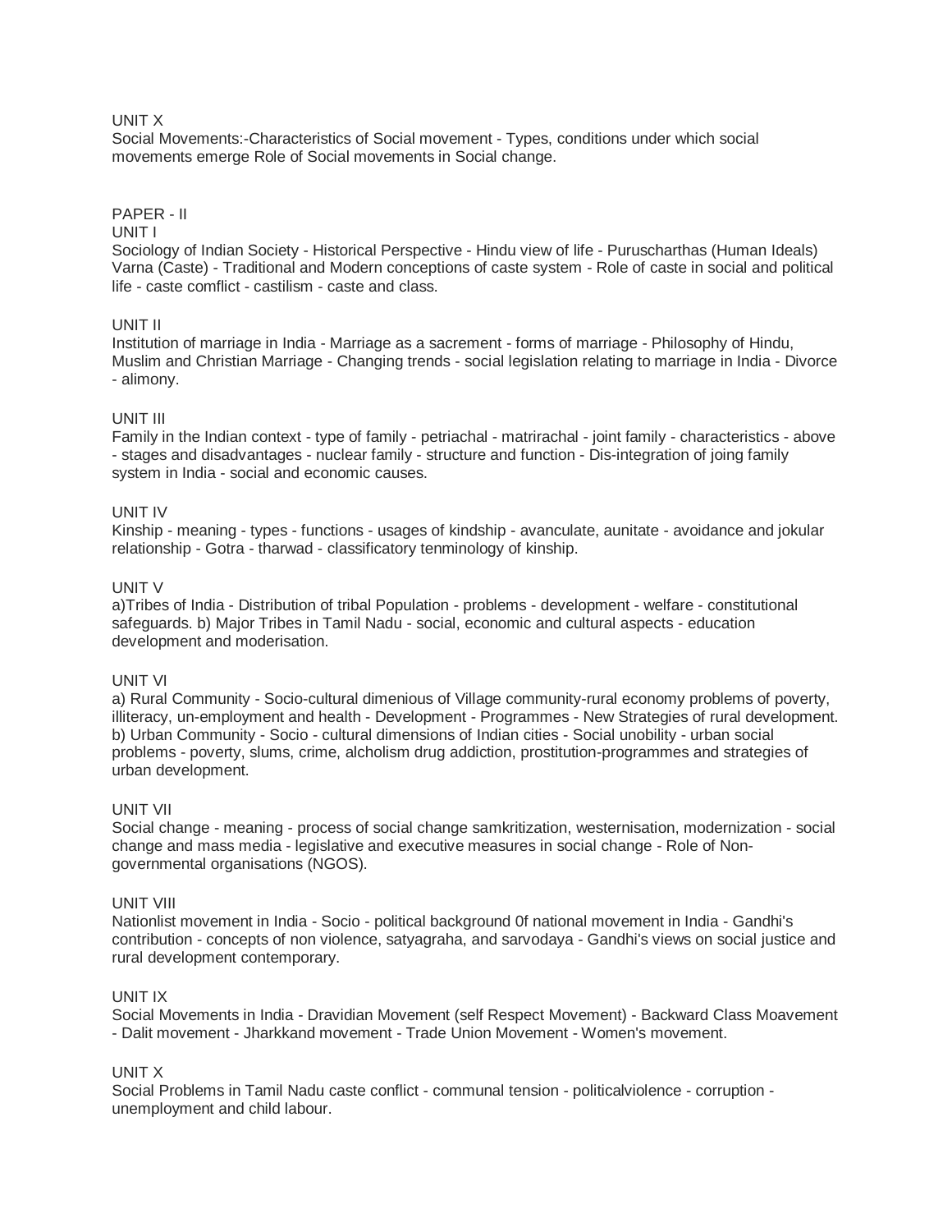UNIT X

Social Movements:-Characteristics of Social movement - Types, conditions under which social movements emerge Role of Social movements in Social change.

PAPER - II

UNIT I

Sociology of Indian Society - Historical Perspective - Hindu view of life - Puruscharthas (Human Ideals) Varna (Caste) - Traditional and Modern conceptions of caste system - Role of caste in social and political life - caste comflict - castilism - caste and class.

UNIT II

Institution of marriage in India - Marriage as a sacrement - forms of marriage - Philosophy of Hindu, Muslim and Christian Marriage - Changing trends - social legislation relating to marriage in India - Divorce - alimony.

UNIT III

Family in the Indian context - type of family - petriachal - matrirachal - joint family - characteristics - above - stages and disadvantages - nuclear family - structure and function - Dis-integration of joing family system in India - social and economic causes.

UNIT IV

Kinship - meaning - types - functions - usages of kindship - avanculate, aunitate - avoidance and jokular relationship - Gotra - tharwad - classificatory tenminology of kinship.

UNIT V

a)Tribes of India - Distribution of tribal Population - problems - development - welfare - constitutional safeguards. b) Major Tribes in Tamil Nadu - social, economic and cultural aspects - education development and moderisation.

UNIT VI

a) Rural Community - Socio-cultural dimenious of Village community-rural economy problems of poverty, illiteracy, un-employment and health - Development - Programmes - New Strategies of rural development. b) Urban Community - Socio - cultural dimensions of Indian cities - Social unobility - urban social problems - poverty, slums, crime, alcholism drug addiction, prostitution-programmes and strategies of urban development.

UNIT VII

Social change - meaning - process of social change samkritization, westernisation, modernization - social change and mass media - legislative and executive measures in social change - Role of Non-governmental organisations (NGOS).

UNIT VIII

Nationlist movement in India - Socio - political background 0f national movement in India - Gandhi's contribution - concepts of non violence, satyagraha, and sarvodaya - Gandhi's views on social justice and rural development contemporary.

UNIT IX

Social Movements in India - Dravidian Movement (self Respect Movement) - Backward Class Moavement - Dalit movement - Jharkkand movement - Trade Union Movement - Women's movement.

UNIT X

Social Problems in Tamil Nadu caste conflict - communal tension - politicalviolence - corruption - unemployment and child labour.